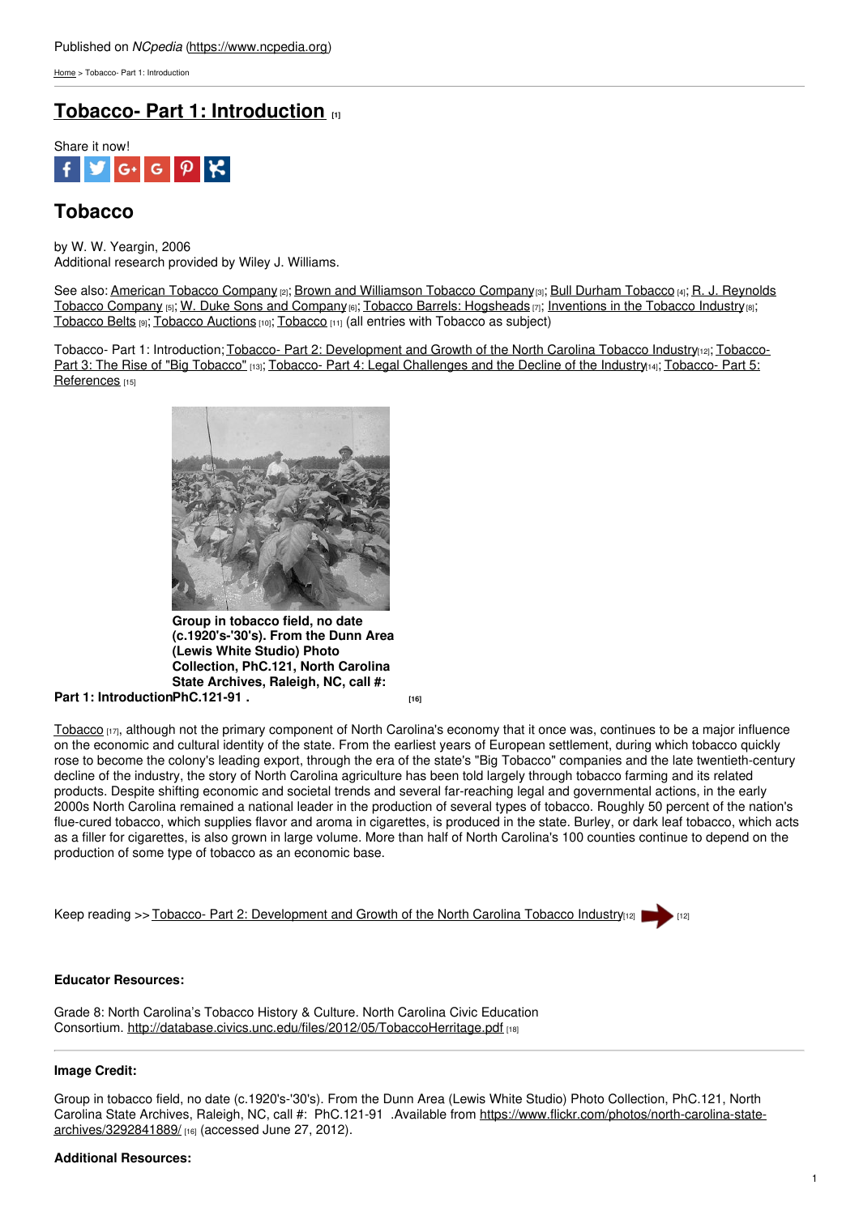Published on *NCpedia* (https://www.ncpedia.org)

Home > Tobacco- Part 1: Introduction

# Tobacco- Part 1: Introduction [1]

Share it now!

## Tobacco

by W. W. Yeargin, 2006
Additional research provided by Wiley J. Williams.

See also: American Tobacco Company [2]; Brown and Williamson Tobacco Company [3]; Bull Durham Tobacco [4]; R. J. Reynolds Tobacco Company [5]; W. Duke Sons and Company [6]; Tobacco Barrels: Hogsheads [7]; Inventions in the Tobacco Industry [8]; Tobacco Belts [9]; Tobacco Auctions [10]; Tobacco [11] (all entries with Tobacco as subject)

Tobacco- Part 1: Introduction; Tobacco- Part 2: Development and Growth of the North Carolina Tobacco Industry [12]; Tobacco- Part 3: The Rise of "Big Tobacco" [13]; Tobacco- Part 4: Legal Challenges and the Decline of the Industry [14]; Tobacco- Part 5: References [15]

**Group in tobacco field, no date (c.1920's-'30's). From the Dunn Area (Lewis White Studio) Photo Collection, PhC.121, North Carolina State Archives, Raleigh, NC, call #: PhC.121-91 .** [16]

**Part 1: Introduction**

Tobacco [17], although not the primary component of North Carolina's economy that it once was, continues to be a major influence on the economic and cultural identity of the state. From the earliest years of European settlement, during which tobacco quickly rose to become the colony's leading export, through the era of the state's "Big Tobacco" companies and the late twentieth-century decline of the industry, the story of North Carolina agriculture has been told largely through tobacco farming and its related products. Despite shifting economic and societal trends and several far-reaching legal and governmental actions, in the early 2000s North Carolina remained a national leader in the production of several types of tobacco. Roughly 50 percent of the nation's flue-cured tobacco, which supplies flavor and aroma in cigarettes, is produced in the state. Burley, or dark leaf tobacco, which acts as a filler for cigarettes, is also grown in large volume. More than half of North Carolina's 100 counties continue to depend on the production of some type of tobacco as an economic base.

Keep reading >> Tobacco- Part 2: Development and Growth of the North Carolina Tobacco Industry [12] [12]

**Educator Resources:**

Grade 8: North Carolina's Tobacco History & Culture. North Carolina Civic Education Consortium. http://database.civics.unc.edu/files/2012/05/TobaccoHerritage.pdf [18]

**Image Credit:**

Group in tobacco field, no date (c.1920's-'30's). From the Dunn Area (Lewis White Studio) Photo Collection, PhC.121, North Carolina State Archives, Raleigh, NC, call #: PhC.121-91 .Available from https://www.flickr.com/photos/north-carolina-state-archives/3292841889/ [16] (accessed June 27, 2012).

**Additional Resources:**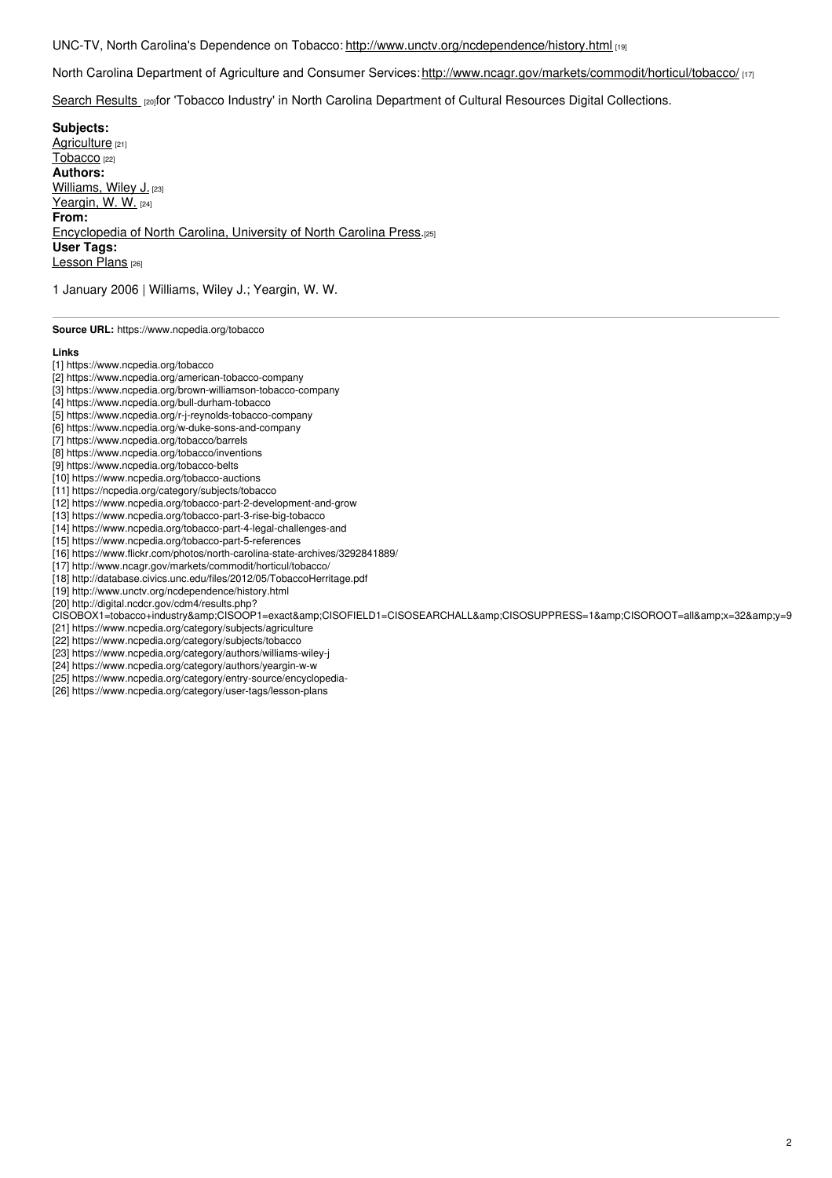UNC-TV, North Carolina's Dependence on Tobacco: http://www.unctv.org/ncdependence/history.html [19]

North Carolina Department of Agriculture and Consumer Services: http://www.ncagr.gov/markets/commodit/horticul/tobacco/ [17]

Search Results [20] for 'Tobacco Industry' in North Carolina Department of Cultural Resources Digital Collections.

**Subjects:**
Agriculture [21]
Tobacco [22]
**Authors:**
Williams, Wiley J. [23]
Yeargin, W. W. [24]
**From:**
Encyclopedia of North Carolina, University of North Carolina Press. [25]
**User Tags:**
Lesson Plans [26]

1 January 2006 | Williams, Wiley J.; Yeargin, W. W.

---

**Source URL:** https://www.ncpedia.org/tobacco

**Links**

[1] https://www.ncpedia.org/tobacco
[2] https://www.ncpedia.org/american-tobacco-company
[3] https://www.ncpedia.org/brown-williamson-tobacco-company
[4] https://www.ncpedia.org/bull-durham-tobacco
[5] https://www.ncpedia.org/r-j-reynolds-tobacco-company
[6] https://www.ncpedia.org/w-duke-sons-and-company
[7] https://www.ncpedia.org/tobacco/barrels
[8] https://www.ncpedia.org/tobacco/inventions
[9] https://www.ncpedia.org/tobacco-belts
[10] https://www.ncpedia.org/tobacco-auctions
[11] https://ncpedia.org/category/subjects/tobacco
[12] https://www.ncpedia.org/tobacco-part-2-development-and-grow
[13] https://www.ncpedia.org/tobacco-part-3-rise-big-tobacco
[14] https://www.ncpedia.org/tobacco-part-4-legal-challenges-and
[15] https://www.ncpedia.org/tobacco-part-5-references
[16] https://www.flickr.com/photos/north-carolina-state-archives/3292841889/
[17] http://www.ncagr.gov/markets/commodit/horticul/tobacco/
[18] http://database.civics.unc.edu/files/2012/05/TobaccoHerritage.pdf
[19] http://www.unctv.org/ncdependence/history.html
[20] http://digital.ncdcr.gov/cdm4/results.php?CISOBOX1=tobacco+industry&amp;CISOOP1=exact&amp;CISOFIELD1=CISOSEARCHALL&amp;CISOSUPPRESS=1&amp;CISOROOT=all&amp;x=32&amp;y=9
[21] https://www.ncpedia.org/category/subjects/agriculture
[22] https://www.ncpedia.org/category/subjects/tobacco
[23] https://www.ncpedia.org/category/authors/williams-wiley-j
[24] https://www.ncpedia.org/category/authors/yeargin-w-w
[25] https://www.ncpedia.org/category/entry-source/encyclopedia-
[26] https://www.ncpedia.org/category/user-tags/lesson-plans